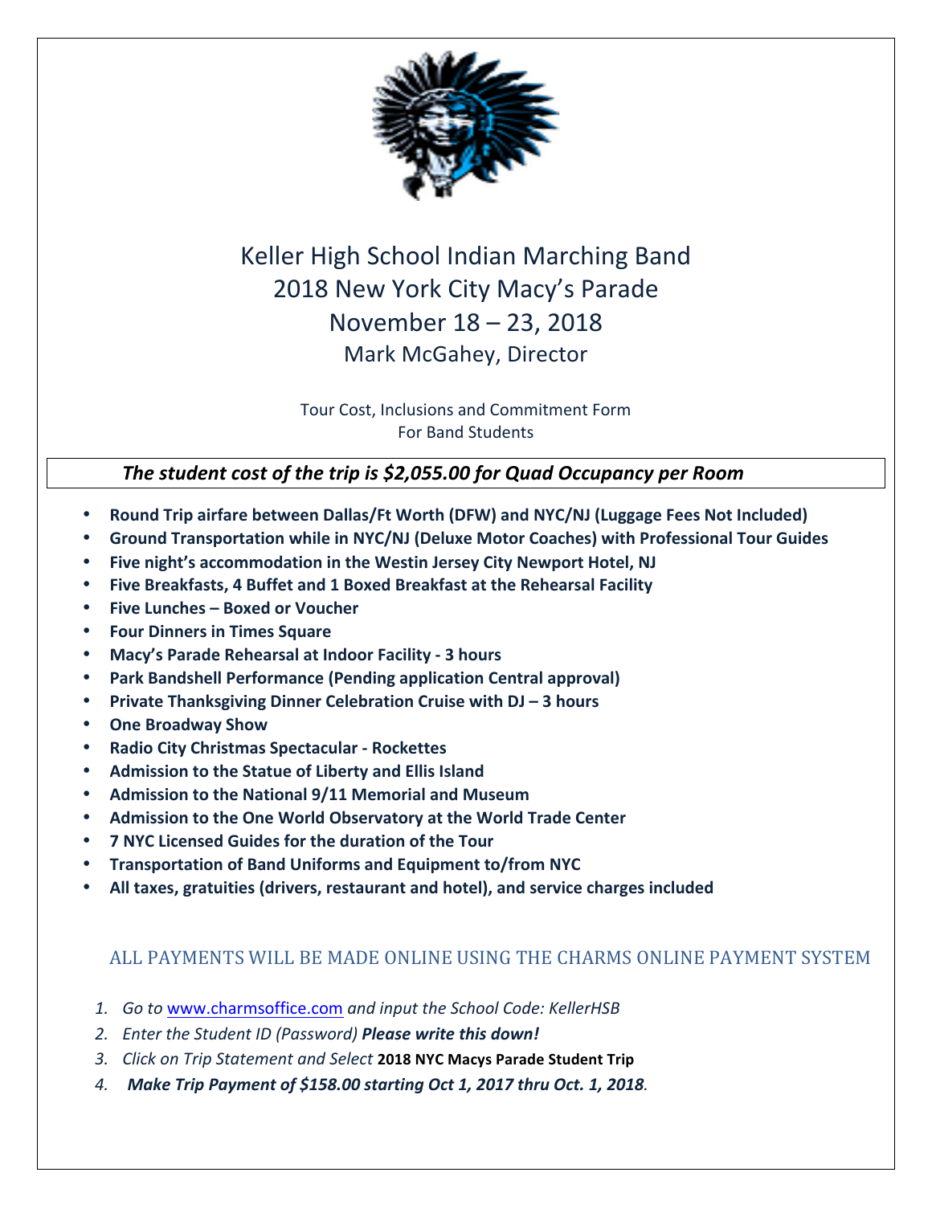# Keller High School Indian Marching Band
## 2018 New York City Macy's Parade
## November 18 – 23, 2018
### Mark McGahey, Director

Tour Cost, Inclusions and Commitment Form
For Band Students

***The student cost of the trip is $2,055.00 for Quad Occupancy per Room***

- **Round Trip airfare between Dallas/Ft Worth (DFW) and NYC/NJ (Luggage Fees Not Included)**
- **Ground Transportation while in NYC/NJ (Deluxe Motor Coaches) with Professional Tour Guides**
- **Five night's accommodation in the Westin Jersey City Newport Hotel, NJ**
- **Five Breakfasts, 4 Buffet and 1 Boxed Breakfast at the Rehearsal Facility**
- **Five Lunches – Boxed or Voucher**
- **Four Dinners in Times Square**
- **Macy's Parade Rehearsal at Indoor Facility - 3 hours**
- **Park Bandshell Performance (Pending application Central approval)**
- **Private Thanksgiving Dinner Celebration Cruise with DJ – 3 hours**
- **One Broadway Show**
- **Radio City Christmas Spectacular - Rockettes**
- **Admission to the Statue of Liberty and Ellis Island**
- **Admission to the National 9/11 Memorial and Museum**
- **Admission to the One World Observatory at the World Trade Center**
- **7 NYC Licensed Guides for the duration of the Tour**
- **Transportation of Band Uniforms and Equipment to/from NYC**
- **All taxes, gratuities (drivers, restaurant and hotel), and service charges included**

ALL PAYMENTS WILL BE MADE ONLINE USING THE CHARMS ONLINE PAYMENT SYSTEM

1. *Go to www.charmsoffice.com and input the School Code: KellerHSB*
2. *Enter the Student ID (Password)* ***Please write this down!***
3. *Click on Trip Statement and Select* **2018 NYC Macys Parade Student Trip**
4. ***Make Trip Payment of $158.00 starting Oct 1, 2017 thru Oct. 1, 2018***.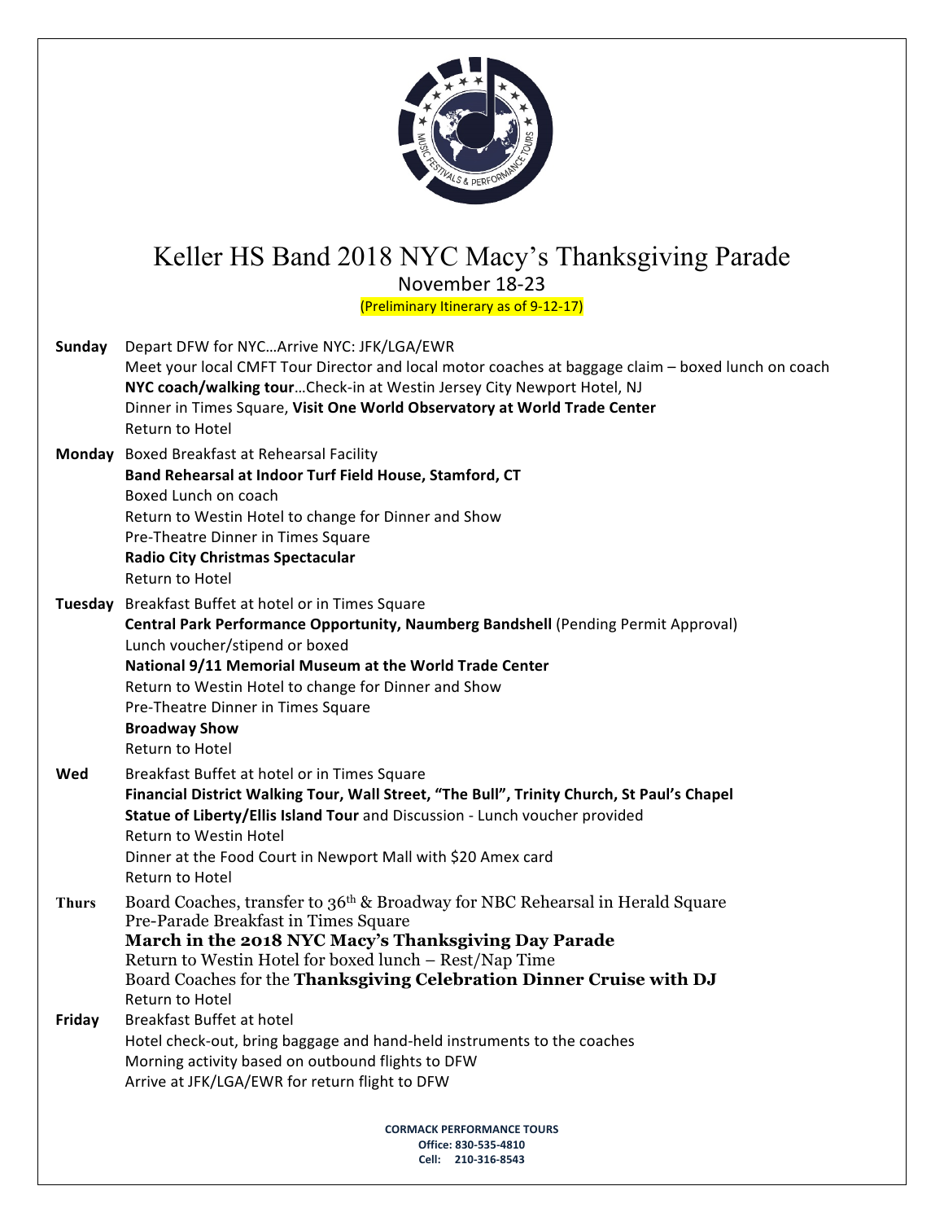# Keller HS Band 2018 NYC Macy's Thanksgiving Parade

November 18-23

(Preliminary Itinerary as of 9-12-17)

**Sunday**
Depart DFW for NYC…Arrive NYC: JFK/LGA/EWR
Meet your local CMFT Tour Director and local motor coaches at baggage claim – boxed lunch on coach
**NYC coach/walking tour**…Check-in at Westin Jersey City Newport Hotel, NJ
Dinner in Times Square, **Visit One World Observatory at World Trade Center**
Return to Hotel

**Monday**
Boxed Breakfast at Rehearsal Facility
**Band Rehearsal at Indoor Turf Field House, Stamford, CT**
Boxed Lunch on coach
Return to Westin Hotel to change for Dinner and Show
Pre-Theatre Dinner in Times Square
**Radio City Christmas Spectacular**
Return to Hotel

**Tuesday**
Breakfast Buffet at hotel or in Times Square
**Central Park Performance Opportunity, Naumberg Bandshell** (Pending Permit Approval)
Lunch voucher/stipend or boxed
**National 9/11 Memorial Museum at the World Trade Center**
Return to Westin Hotel to change for Dinner and Show
Pre-Theatre Dinner in Times Square
**Broadway Show**
Return to Hotel

**Wed**
Breakfast Buffet at hotel or in Times Square
**Financial District Walking Tour, Wall Street, "The Bull", Trinity Church, St Paul's Chapel**
**Statue of Liberty/Ellis Island Tour** and Discussion - Lunch voucher provided
Return to Westin Hotel
Dinner at the Food Court in Newport Mall with $20 Amex card
Return to Hotel

**Thurs**
Board Coaches, transfer to 36th & Broadway for NBC Rehearsal in Herald Square
Pre-Parade Breakfast in Times Square
**March in the 2018 NYC Macy's Thanksgiving Day Parade**
Return to Westin Hotel for boxed lunch – Rest/Nap Time
Board Coaches for the **Thanksgiving Celebration Dinner Cruise with DJ**
Return to Hotel

**Friday**
Breakfast Buffet at hotel
Hotel check-out, bring baggage and hand-held instruments to the coaches
Morning activity based on outbound flights to DFW
Arrive at JFK/LGA/EWR for return flight to DFW

**CORMACK PERFORMANCE TOURS**
**Office: 830-535-4810**
**Cell: 210-316-8543**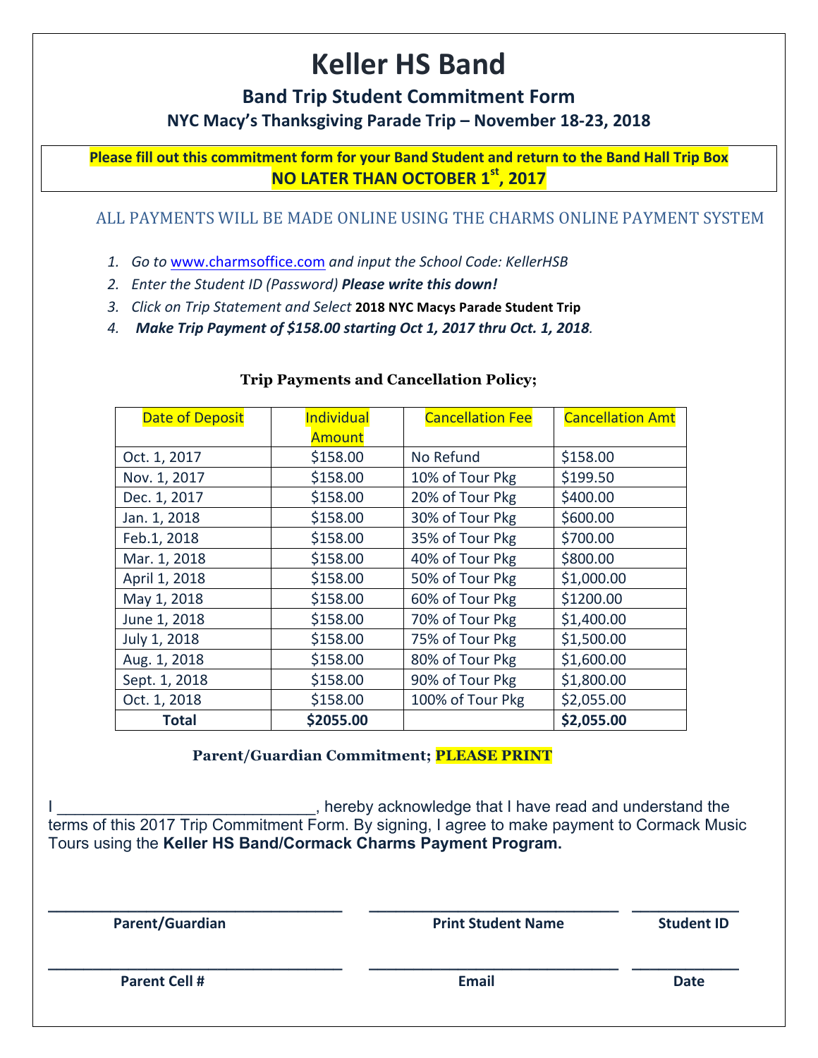# Keller HS Band

## Band Trip Student Commitment Form

### NYC Macy's Thanksgiving Parade Trip – November 18-23, 2018

**Please fill out this commitment form for your Band Student and return to the Band Hall Trip Box**
**NO LATER THAN OCTOBER 1st, 2017**

ALL PAYMENTS WILL BE MADE ONLINE USING THE CHARMS ONLINE PAYMENT SYSTEM

1. *Go to www.charmsoffice.com and input the School Code: KellerHSB*
2. *Enter the Student ID (Password)* ***Please write this down!***
3. *Click on Trip Statement and Select* **2018 NYC Macys Parade Student Trip**
4. ***Make Trip Payment of $158.00 starting Oct 1, 2017 thru Oct. 1, 2018.***

**Trip Payments and Cancellation Policy;**

| Date of Deposit | Individual Amount | Cancellation Fee | Cancellation Amt |
|---|---|---|---|
| Oct. 1, 2017 | $158.00 | No Refund | $158.00 |
| Nov. 1, 2017 | $158.00 | 10% of Tour Pkg | $199.50 |
| Dec. 1, 2017 | $158.00 | 20% of Tour Pkg | $400.00 |
| Jan. 1, 2018 | $158.00 | 30% of Tour Pkg | $600.00 |
| Feb.1, 2018 | $158.00 | 35% of Tour Pkg | $700.00 |
| Mar. 1, 2018 | $158.00 | 40% of Tour Pkg | $800.00 |
| April 1, 2018 | $158.00 | 50% of Tour Pkg | $1,000.00 |
| May 1, 2018 | $158.00 | 60% of Tour Pkg | $1200.00 |
| June 1, 2018 | $158.00 | 70% of Tour Pkg | $1,400.00 |
| July 1, 2018 | $158.00 | 75% of Tour Pkg | $1,500.00 |
| Aug. 1, 2018 | $158.00 | 80% of Tour Pkg | $1,600.00 |
| Sept. 1, 2018 | $158.00 | 90% of Tour Pkg | $1,800.00 |
| Oct. 1, 2018 | $158.00 | 100% of Tour Pkg | $2,055.00 |
| **Total** | **$2055.00** | | **$2,055.00** |

**Parent/Guardian Commitment; PLEASE PRINT**

I ____________________________, hereby acknowledge that I have read and understand the terms of this 2017 Trip Commitment Form. By signing, I agree to make payment to Cormack Music Tours using the **Keller HS Band/Cormack Charms Payment Program.**

__________________________________ **Parent/Guardian**

______________________________ **Print Student Name**

____________ **Student ID**

__________________________________ **Parent Cell #**

______________________________ **Email**

____________ **Date**